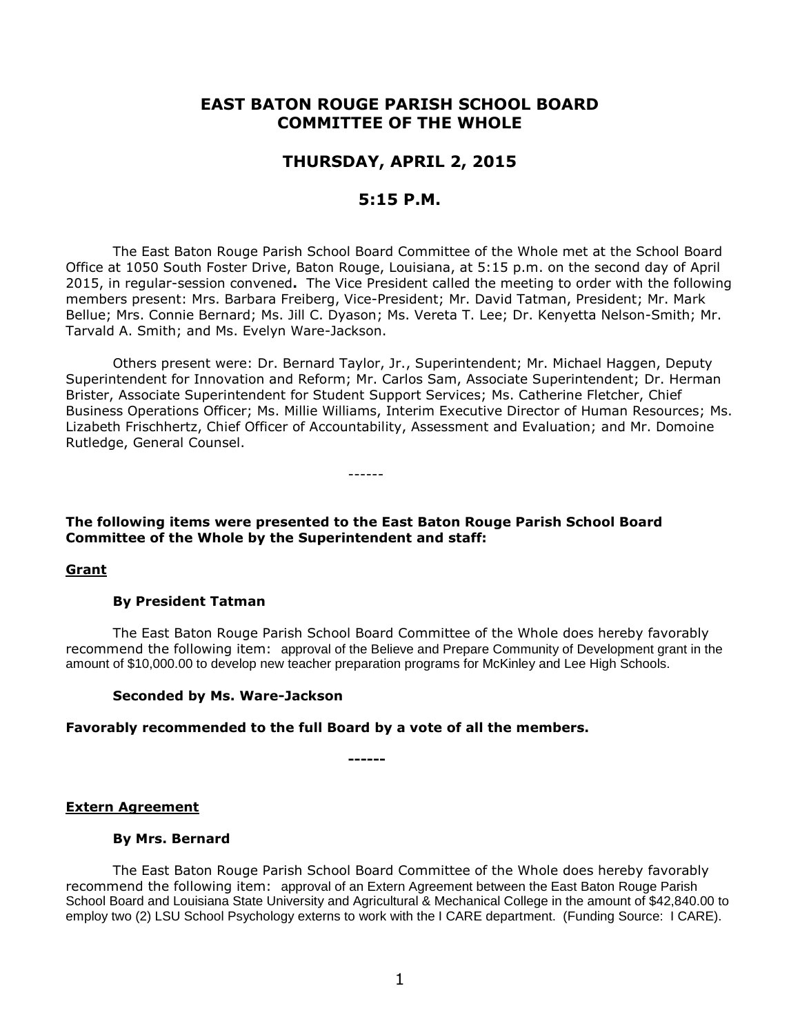# EAST BATON ROUGE PARISH SCHOOL BOARD COMMITTEE OF THE WHOLE

## THURSDAY, APRIL 2, 2015

## 5:15 P.M.

The East Baton Rouge Parish School Board Committee of the Whole met at the School Board Office at 1050 South Foster Drive, Baton Rouge, Louisiana, at 5:15 p.m. on the second day of April 2015, in regular-session convened**.** The Vice President called the meeting to order with the following members present: Mrs. Barbara Freiberg, Vice-President; Mr. David Tatman, President; Mr. Mark Bellue; Mrs. Connie Bernard; Ms. Jill C. Dyason; Ms. Vereta T. Lee; Dr. Kenyetta Nelson-Smith; Mr. Tarvald A. Smith; and Ms. Evelyn Ware-Jackson.

Others present were: Dr. Bernard Taylor, Jr., Superintendent; Mr. Michael Haggen, Deputy Superintendent for Innovation and Reform; Mr. Carlos Sam, Associate Superintendent; Dr. Herman Brister, Associate Superintendent for Student Support Services; Ms. Catherine Fletcher, Chief Business Operations Officer; Ms. Millie Williams, Interim Executive Director of Human Resources; Ms. Lizabeth Frischhertz, Chief Officer of Accountability, Assessment and Evaluation; and Mr. Domoine Rutledge, General Counsel.

------

**The following items were presented to the East Baton Rouge Parish School Board Committee of the Whole by the Superintendent and staff:**

**Grant**

**By President Tatman**

The East Baton Rouge Parish School Board Committee of the Whole does hereby favorably recommend the following item: approval of the Believe and Prepare Community of Development grant in the amount of $10,000.00 to develop new teacher preparation programs for McKinley and Lee High Schools.

**Seconded by Ms. Ware-Jackson**

**Favorably recommended to the full Board by a vote of all the members.**

**------**

**Extern Agreement**

**By Mrs. Bernard**

The East Baton Rouge Parish School Board Committee of the Whole does hereby favorably recommend the following item: approval of an Extern Agreement between the East Baton Rouge Parish School Board and Louisiana State University and Agricultural & Mechanical College in the amount of $42,840.00 to employ two (2) LSU School Psychology externs to work with the I CARE department. (Funding Source: I CARE).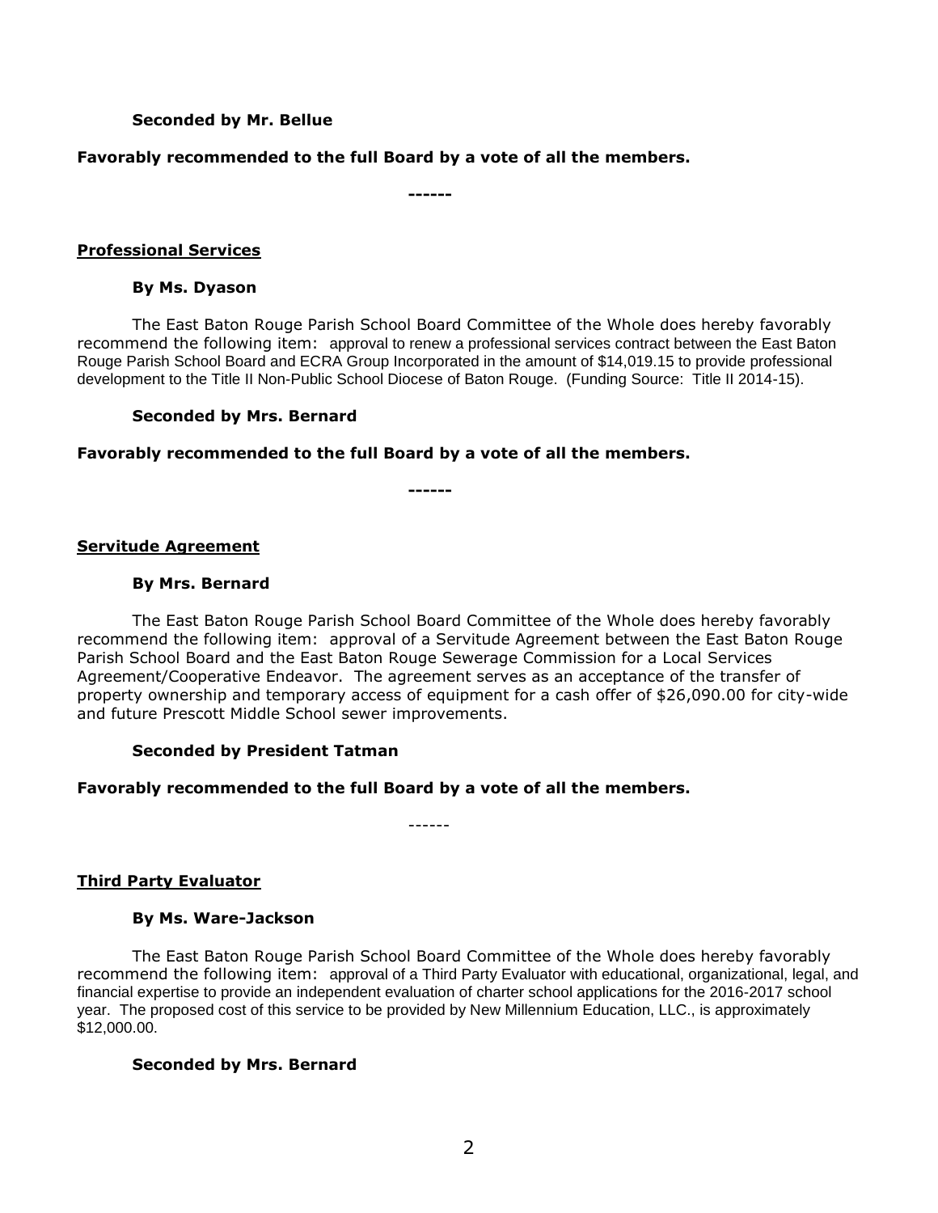**Seconded by Mr. Bellue**

**Favorably recommended to the full Board by a vote of all the members.**

**------**

**Professional Services**

**By Ms. Dyason**

The East Baton Rouge Parish School Board Committee of the Whole does hereby favorably recommend the following item: approval to renew a professional services contract between the East Baton Rouge Parish School Board and ECRA Group Incorporated in the amount of $14,019.15 to provide professional development to the Title II Non-Public School Diocese of Baton Rouge. (Funding Source: Title II 2014-15).

**Seconded by Mrs. Bernard**

**Favorably recommended to the full Board by a vote of all the members.**

**------**

**Servitude Agreement**

**By Mrs. Bernard**

The East Baton Rouge Parish School Board Committee of the Whole does hereby favorably recommend the following item: approval of a Servitude Agreement between the East Baton Rouge Parish School Board and the East Baton Rouge Sewerage Commission for a Local Services Agreement/Cooperative Endeavor. The agreement serves as an acceptance of the transfer of property ownership and temporary access of equipment for a cash offer of $26,090.00 for city-wide and future Prescott Middle School sewer improvements.

**Seconded by President Tatman**

**Favorably recommended to the full Board by a vote of all the members.**

------

**Third Party Evaluator**

**By Ms. Ware-Jackson**

The East Baton Rouge Parish School Board Committee of the Whole does hereby favorably recommend the following item: approval of a Third Party Evaluator with educational, organizational, legal, and financial expertise to provide an independent evaluation of charter school applications for the 2016-2017 school year. The proposed cost of this service to be provided by New Millennium Education, LLC., is approximately $12,000.00.

**Seconded by Mrs. Bernard**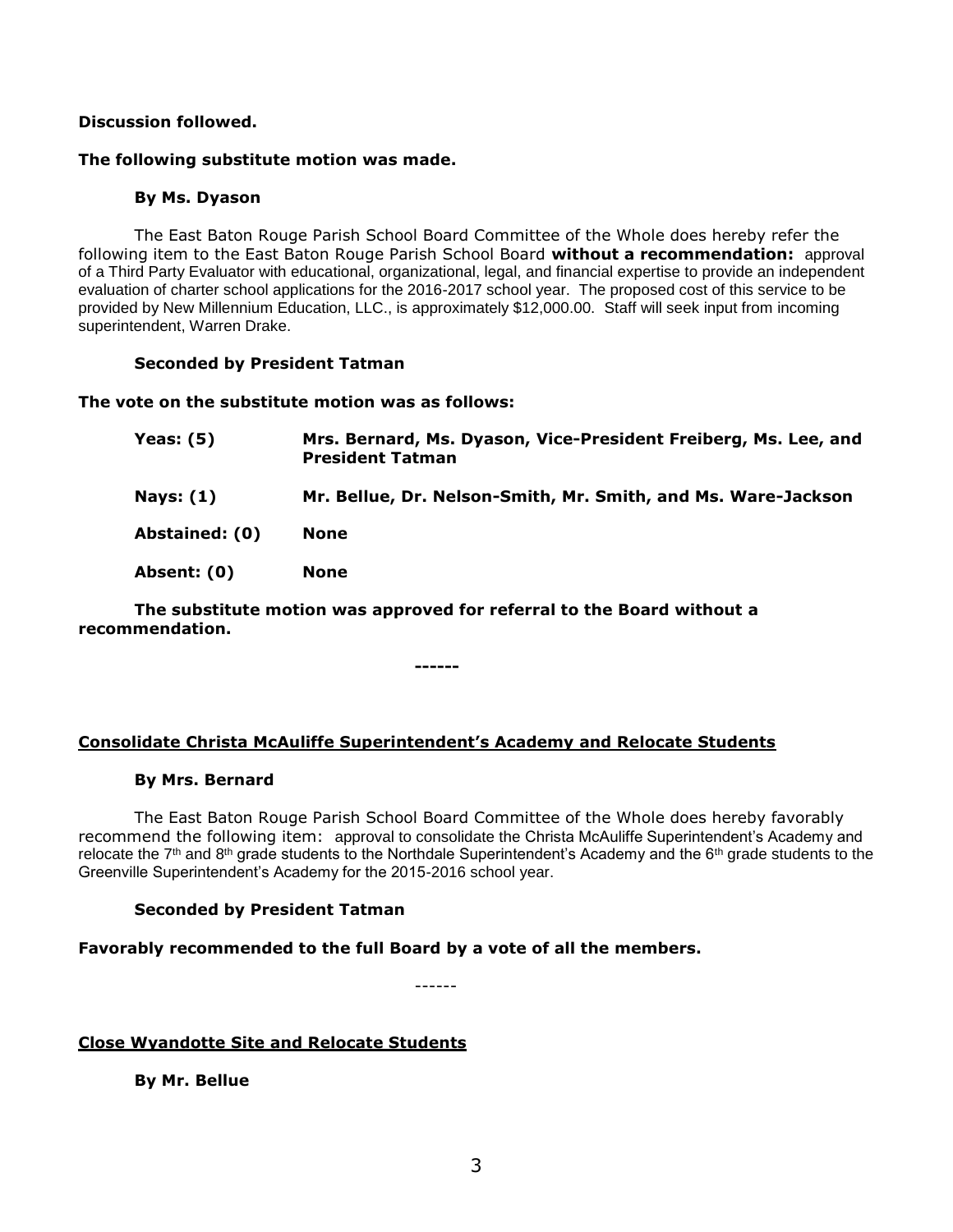**Discussion followed.**

**The following substitute motion was made.**

**By Ms. Dyason**

The East Baton Rouge Parish School Board Committee of the Whole does hereby refer the following item to the East Baton Rouge Parish School Board **without a recommendation:** approval of a Third Party Evaluator with educational, organizational, legal, and financial expertise to provide an independent evaluation of charter school applications for the 2016-2017 school year. The proposed cost of this service to be provided by New Millennium Education, LLC., is approximately $12,000.00. Staff will seek input from incoming superintendent, Warren Drake.

**Seconded by President Tatman**

**The vote on the substitute motion was as follows:**

| | |
|---|---|
| **Yeas: (5)** | **Mrs. Bernard, Ms. Dyason, Vice-President Freiberg, Ms. Lee, and President Tatman** |
| **Nays: (1)** | **Mr. Bellue, Dr. Nelson-Smith, Mr. Smith, and Ms. Ware-Jackson** |
| **Abstained: (0)** | **None** |
| **Absent: (0)** | **None** |

**The substitute motion was approved for referral to the Board without a recommendation.**

**------**

## Consolidate Christa McAuliffe Superintendent's Academy and Relocate Students

**By Mrs. Bernard**

The East Baton Rouge Parish School Board Committee of the Whole does hereby favorably recommend the following item: approval to consolidate the Christa McAuliffe Superintendent's Academy and relocate the 7th and 8th grade students to the Northdale Superintendent's Academy and the 6th grade students to the Greenville Superintendent's Academy for the 2015-2016 school year.

**Seconded by President Tatman**

**Favorably recommended to the full Board by a vote of all the members.**

------

## Close Wyandotte Site and Relocate Students

**By Mr. Bellue**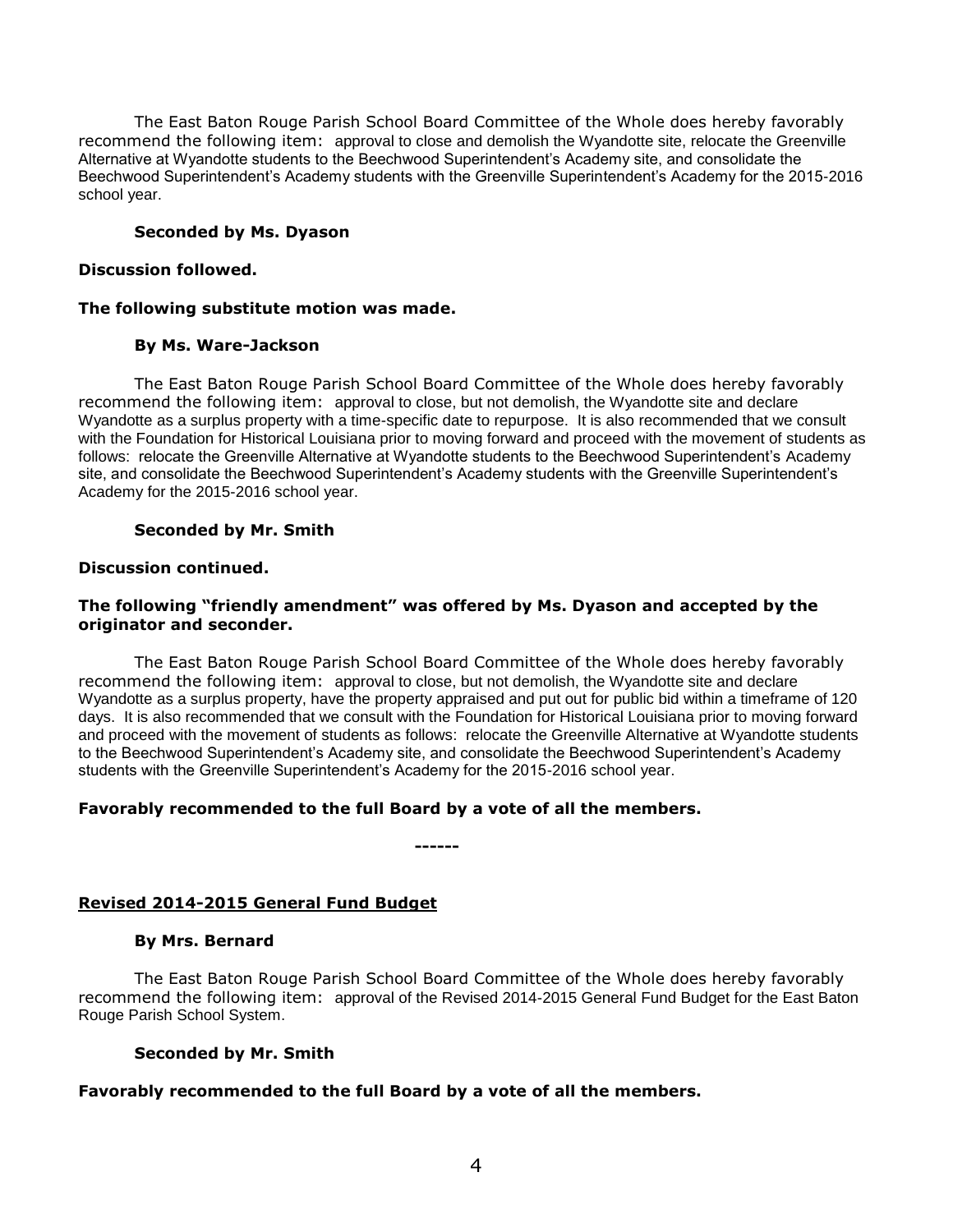The East Baton Rouge Parish School Board Committee of the Whole does hereby favorably recommend the following item: approval to close and demolish the Wyandotte site, relocate the Greenville Alternative at Wyandotte students to the Beechwood Superintendent's Academy site, and consolidate the Beechwood Superintendent's Academy students with the Greenville Superintendent's Academy for the 2015-2016 school year.

**Seconded by Ms. Dyason**

**Discussion followed.**

**The following substitute motion was made.**

**By Ms. Ware-Jackson**

The East Baton Rouge Parish School Board Committee of the Whole does hereby favorably recommend the following item: approval to close, but not demolish, the Wyandotte site and declare Wyandotte as a surplus property with a time-specific date to repurpose. It is also recommended that we consult with the Foundation for Historical Louisiana prior to moving forward and proceed with the movement of students as follows: relocate the Greenville Alternative at Wyandotte students to the Beechwood Superintendent's Academy site, and consolidate the Beechwood Superintendent's Academy students with the Greenville Superintendent's Academy for the 2015-2016 school year.

**Seconded by Mr. Smith**

**Discussion continued.**

**The following "friendly amendment" was offered by Ms. Dyason and accepted by the originator and seconder.**

The East Baton Rouge Parish School Board Committee of the Whole does hereby favorably recommend the following item: approval to close, but not demolish, the Wyandotte site and declare Wyandotte as a surplus property, have the property appraised and put out for public bid within a timeframe of 120 days. It is also recommended that we consult with the Foundation for Historical Louisiana prior to moving forward and proceed with the movement of students as follows: relocate the Greenville Alternative at Wyandotte students to the Beechwood Superintendent's Academy site, and consolidate the Beechwood Superintendent's Academy students with the Greenville Superintendent's Academy for the 2015-2016 school year.

**Favorably recommended to the full Board by a vote of all the members.**

------

**Revised 2014-2015 General Fund Budget**

**By Mrs. Bernard**

The East Baton Rouge Parish School Board Committee of the Whole does hereby favorably recommend the following item: approval of the Revised 2014-2015 General Fund Budget for the East Baton Rouge Parish School System.

**Seconded by Mr. Smith**

**Favorably recommended to the full Board by a vote of all the members.**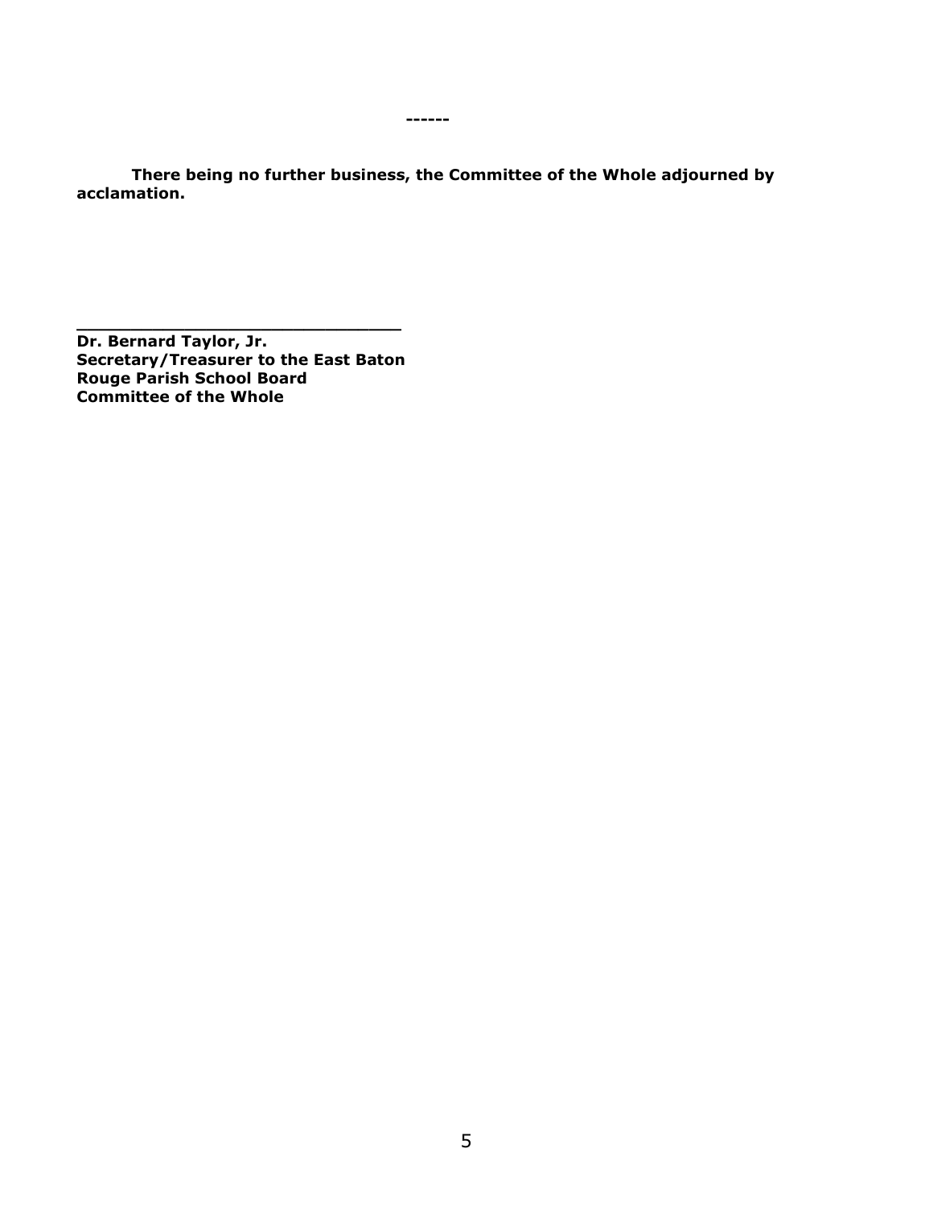------

**There being no further business, the Committee of the Whole adjourned by acclamation.**

**\_\_\_\_\_\_\_\_\_\_\_\_\_\_\_\_\_\_\_\_\_\_\_\_\_\_\_\_\_\_\_\_**
**Dr. Bernard Taylor, Jr.**
**Secretary/Treasurer to the East Baton Rouge Parish School Board**
**Committee of the Whole**